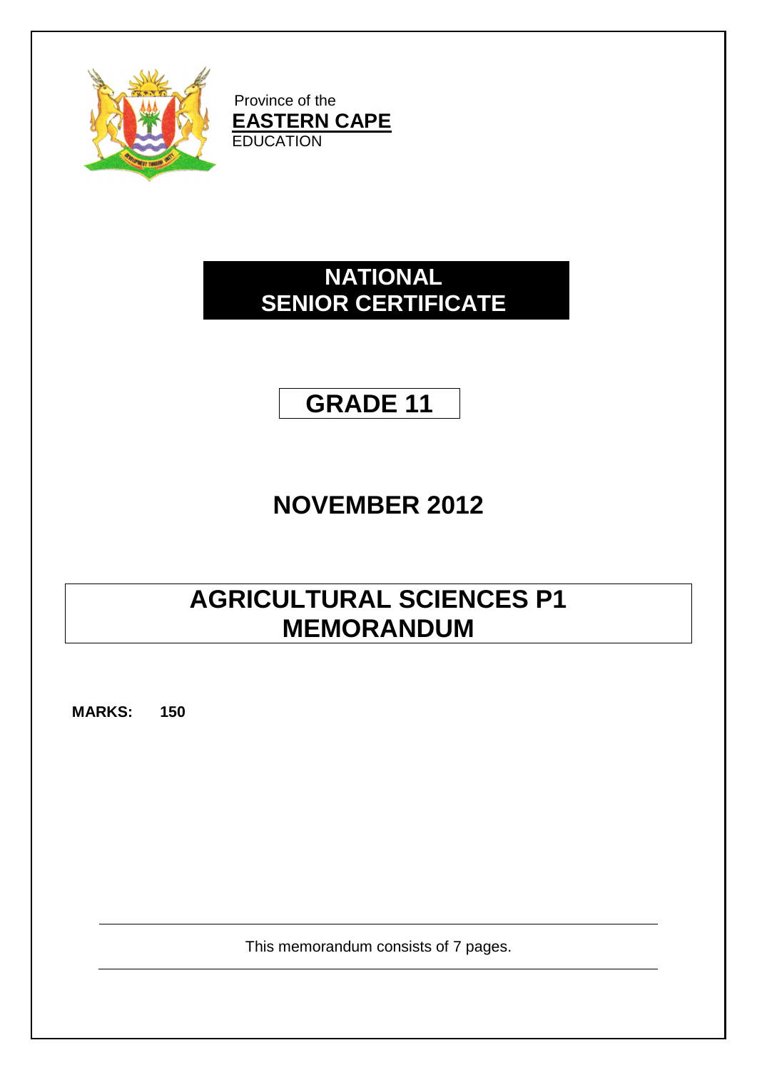Province of the

**EASTERN CAPE**

EDUCATION

# NATIONAL SENIOR CERTIFICATE

# GRADE 11

# NOVEMBER 2012

# AGRICULTURAL SCIENCES P1 MEMORANDUM

**MARKS: 150**

This memorandum consists of 7 pages.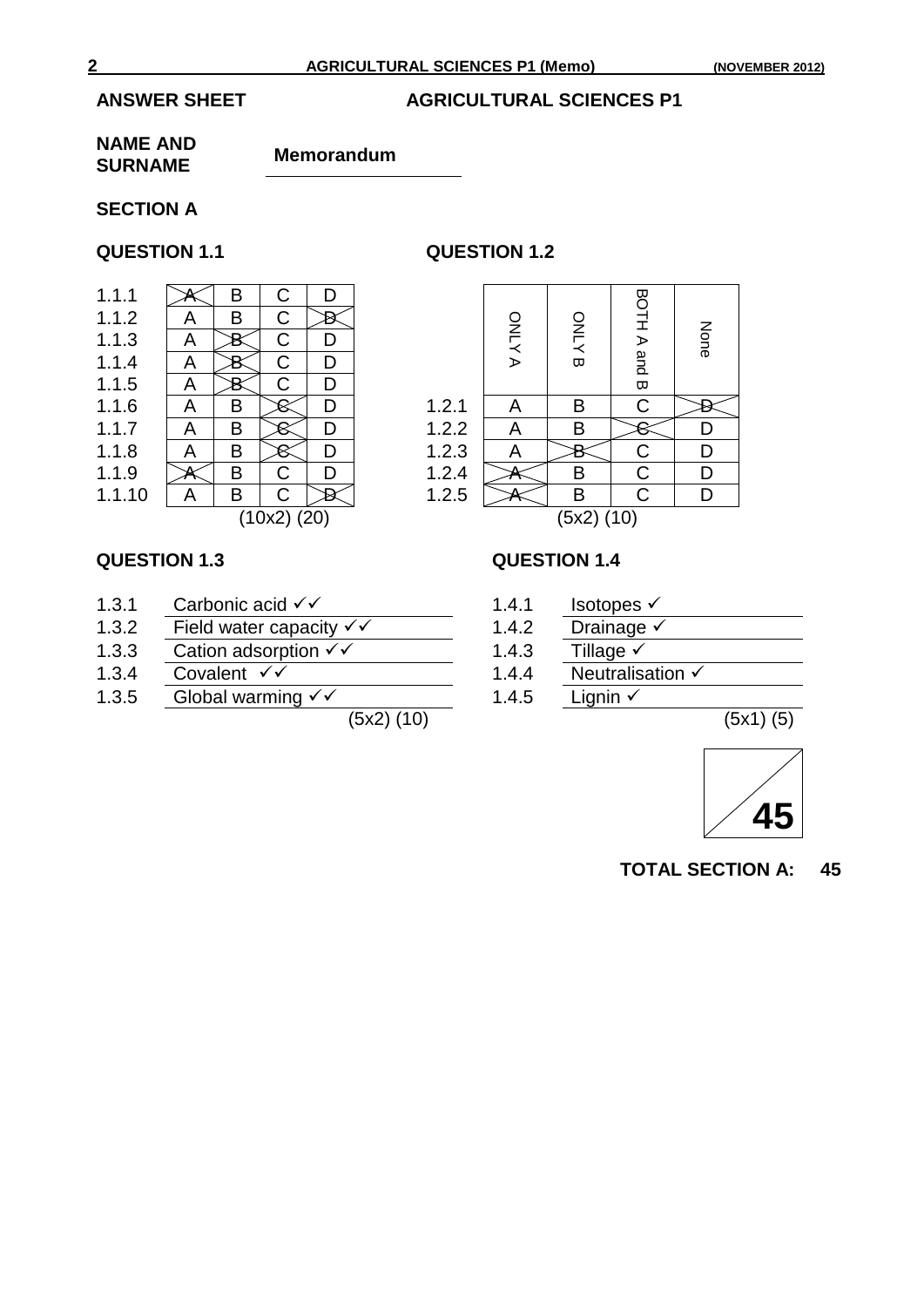**ANSWER SHEET** **AGRICULTURAL SCIENCES P1**

**NAME AND SURNAME** **Memorandum**

## SECTION A

### QUESTION 1.1

| | | | | |
|---|---|---|---|---|
| 1.1.1 | ~~A~~ | B | C | D |
| 1.1.2 | A | B | C | ~~D~~ |
| 1.1.3 | A | ~~B~~ | C | D |
| 1.1.4 | A | ~~B~~ | C | D |
| 1.1.5 | A | ~~B~~ | C | D |
| 1.1.6 | A | B | ~~C~~ | D |
| 1.1.7 | A | B | ~~C~~ | D |
| 1.1.8 | A | B | ~~C~~ | D |
| 1.1.9 | ~~A~~ | B | C | D |
| 1.1.10 | A | B | C | ~~D~~ |

(10x2) (20)

### QUESTION 1.2

| | ONLY A | ONLY B | BOTH A and B | None |
|---|---|---|---|---|
| 1.2.1 | A | B | C | ~~D~~ |
| 1.2.2 | A | B | ~~C~~ | D |
| 1.2.3 | A | ~~B~~ | C | D |
| 1.2.4 | ~~A~~ | B | C | D |
| 1.2.5 | ~~A~~ | B | C | D |

(5x2) (10)

### QUESTION 1.3

1.3.1 Carbonic acid ✓✓
1.3.2 Field water capacity ✓✓
1.3.3 Cation adsorption ✓✓
1.3.4 Covalent ✓✓
1.3.5 Global warming ✓✓

(5x2) (10)

### QUESTION 1.4

1.4.1 Isotopes ✓
1.4.2 Drainage ✓
1.4.3 Tillage ✓
1.4.4 Neutralisation ✓
1.4.5 Lignin ✓

(5x1) (5)

45

**TOTAL SECTION A: 45**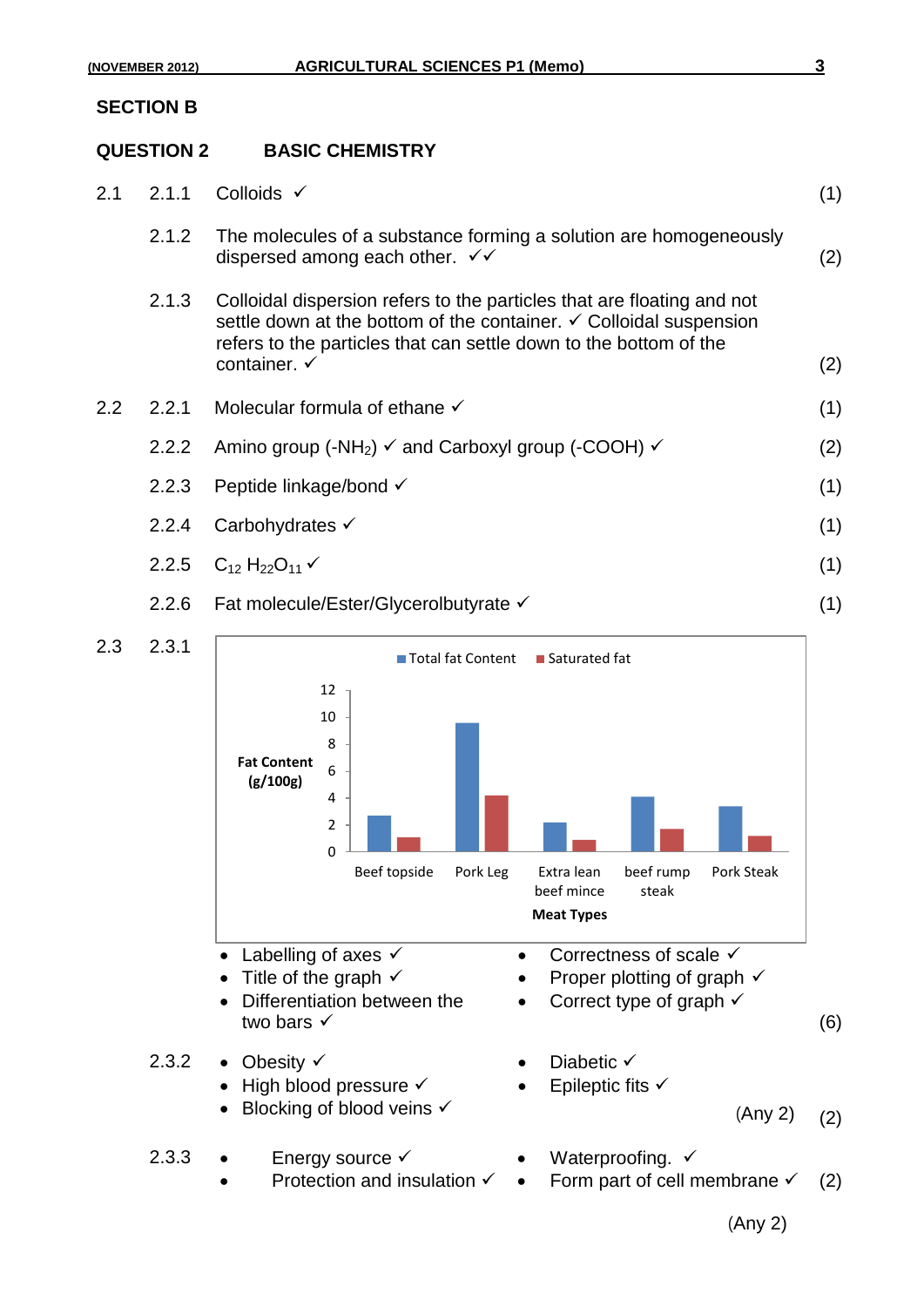## SECTION B

## QUESTION 2 BASIC CHEMISTRY

2.1

2.1.1 Colloids ✓ (1)

2.1.2 The molecules of a substance forming a solution are homogeneously dispersed among each other. ✓✓ (2)

2.1.3 Colloidal dispersion refers to the particles that are floating and not settle down at the bottom of the container. ✓ Colloidal suspension refers to the particles that can settle down to the bottom of the container. ✓ (2)

2.2

2.2.1 Molecular formula of ethane ✓ (1)

2.2.2 Amino group ($-NH_2$) ✓ and Carboxyl group ($-COOH$) ✓ (2)

2.2.3 Peptide linkage/bond ✓ (1)

2.2.4 Carbohydrates ✓ (1)

2.2.5 $C_{12}H_{22}O_{11}$ ✓ (1)

2.2.6 Fat molecule/Ester/Glycerolbutyrate ✓ (1)

2.3

2.3.1

Legend: Total fat Content, Saturated fat

Y-axis: Fat Content (g/100g) (0–12); X-axis: Meat Types

| Meat Types | Total fat Content | Saturated fat |
|---|---|---|
| Beef topside | 2.7 | 1.0 |
| Pork Leg | 9.6 | 4.2 |
| Extra lean beef mince | 2.2 | 0.8 |
| beef rump steak | 4.1 | 1.7 |
| Pork Steak | 3.4 | 1.2 |

- Labelling of axes ✓
- Title of the graph ✓
- Differentiation between the two bars ✓
- Correctness of scale ✓
- Proper plotting of graph ✓
- Correct type of graph ✓

(6)

2.3.2
- Obesity ✓
- High blood pressure ✓
- Blocking of blood veins ✓
- Diabetic ✓
- Epileptic fits ✓

(Any 2) (2)

2.3.3
- Energy source ✓
- Protection and insulation ✓
- Waterproofing. ✓
- Form part of cell membrane ✓

(Any 2) (2)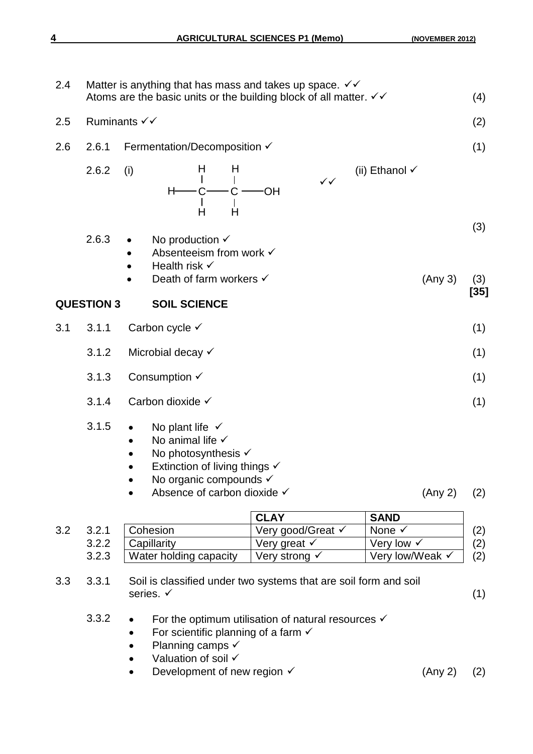2.4 Matter is anything that has mass and takes up space. ✓✓
Atoms are the basic units or the building block of all matter. ✓✓ (4)

2.5 Ruminants ✓✓ (2)

2.6

2.6.1 Fermentation/Decomposition ✓ (1)

2.6.2 (i)

```
     H    H
     |    |
 H — C —— C — OH
     |    |
     H    H
```

✓✓ (ii) Ethanol ✓ (3)

2.6.3
- No production ✓
- Absenteeism from work ✓
- Health risk ✓
- Death of farm workers ✓ (Any 3) (3)

**[35]**

## QUESTION 3 SOIL SCIENCE

3.1

3.1.1 Carbon cycle ✓ (1)

3.1.2 Microbial decay ✓ (1)

3.1.3 Consumption ✓ (1)

3.1.4 Carbon dioxide ✓ (1)

3.1.5
- No plant life ✓
- No animal life ✓
- No photosynthesis ✓
- Extinction of living things ✓
- No organic compounds ✓
- Absence of carbon dioxide ✓ (Any 2) (2)

3.2

| | | CLAY | SAND | |
|---|---|---|---|---|
| 3.2.1 | Cohesion | Very good/Great ✓ | None ✓ | (2) |
| 3.2.2 | Capillarity | Very great ✓ | Very low ✓ | (2) |
| 3.2.3 | Water holding capacity | Very strong ✓ | Very low/Weak ✓ | (2) |

3.3

3.3.1 Soil is classified under two systems that are soil form and soil series. ✓ (1)

3.3.2
- For the optimum utilisation of natural resources ✓
- For scientific planning of a farm ✓
- Planning camps ✓
- Valuation of soil ✓
- Development of new region ✓ (Any 2) (2)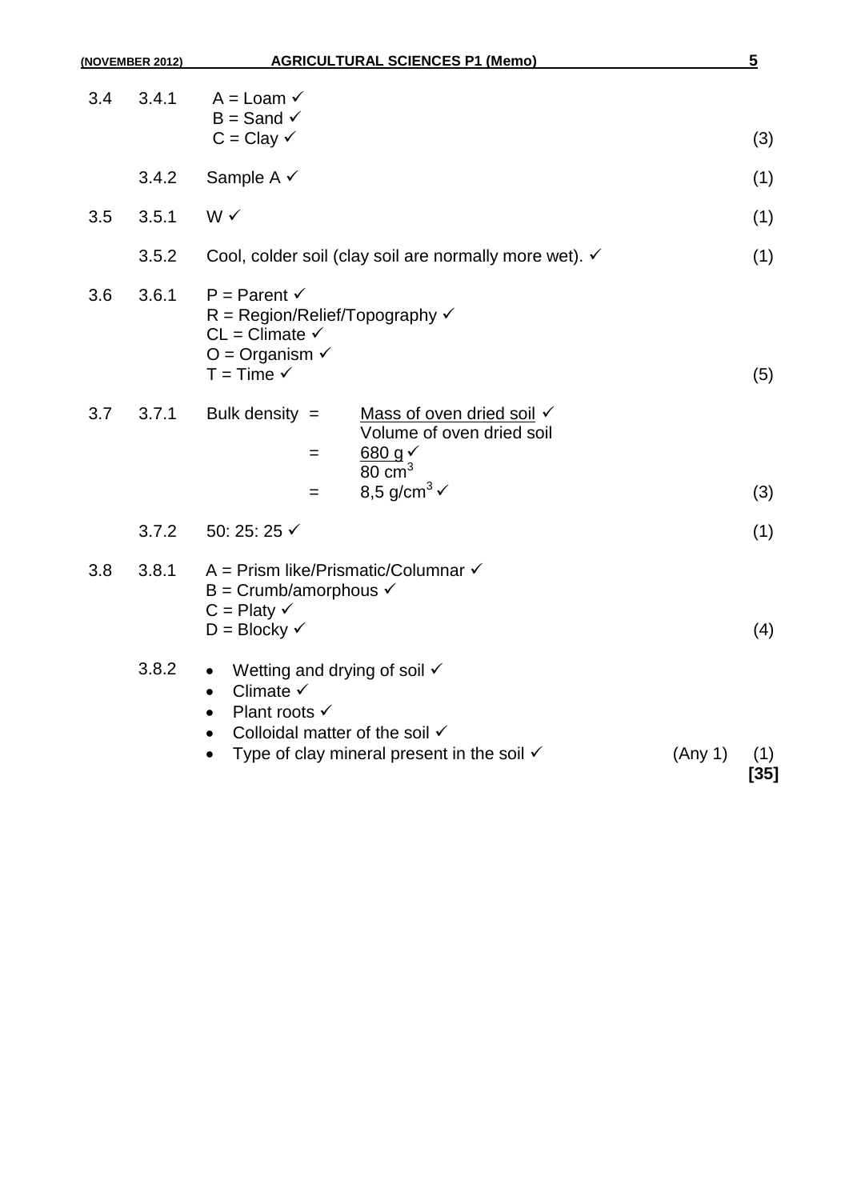3.4 3.4.1 A = Loam ✓
B = Sand ✓
C = Clay ✓ (3)

3.4.2 Sample A ✓ (1)

3.5 3.5.1 W ✓ (1)

3.5.2 Cool, colder soil (clay soil are normally more wet). ✓ (1)

3.6 3.6.1 P = Parent ✓
R = Region/Relief/Topography ✓
CL = Climate ✓
O = Organism ✓
T = Time ✓ (5)

3.7 3.7.1

$$\text{Bulk density} = \frac{\text{Mass of oven dried soil}}{\text{Volume of oven dried soil}} \checkmark$$

$$= \frac{680 \text{ g}}{80 \text{ cm}^3} \checkmark$$

$$= 8{,}5 \text{ g/cm}^3 \checkmark$$

(3)

3.7.2 50: 25: 25 ✓ (1)

3.8 3.8.1 A = Prism like/Prismatic/Columnar ✓
B = Crumb/amorphous ✓
C = Platy ✓
D = Blocky ✓ (4)

3.8.2
- Wetting and drying of soil ✓
- Climate ✓
- Plant roots ✓
- Colloidal matter of the soil ✓
- Type of clay mineral present in the soil ✓ (Any 1) (1)

**[35]**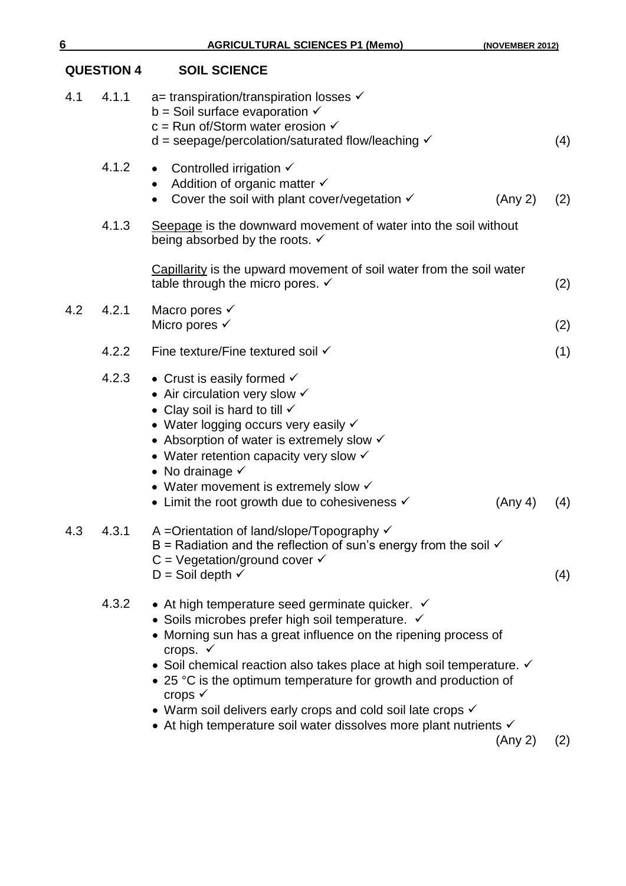## QUESTION 4 SOIL SCIENCE

4.1 4.1.1 a= transpiration/transpiration losses ✓
b = Soil surface evaporation ✓
c = Run of/Storm water erosion ✓
d = seepage/percolation/saturated flow/leaching ✓ (4)

4.1.2
- Controlled irrigation ✓
- Addition of organic matter ✓
- Cover the soil with plant cover/vegetation ✓ (Any 2) (2)

4.1.3 Seepage is the downward movement of water into the soil without being absorbed by the roots. ✓

Capillarity is the upward movement of soil water from the soil water table through the micro pores. ✓ (2)

4.2 4.2.1 Macro pores ✓
Micro pores ✓ (2)

4.2.2 Fine texture/Fine textured soil ✓ (1)

4.2.3
- Crust is easily formed ✓
- Air circulation very slow ✓
- Clay soil is hard to till ✓
- Water logging occurs very easily ✓
- Absorption of water is extremely slow ✓
- Water retention capacity very slow ✓
- No drainage ✓
- Water movement is extremely slow ✓
- Limit the root growth due to cohesiveness ✓ (Any 4) (4)

4.3 4.3.1 A =Orientation of land/slope/Topography ✓
B = Radiation and the reflection of sun's energy from the soil ✓
C = Vegetation/ground cover ✓
D = Soil depth ✓ (4)

4.3.2
- At high temperature seed germinate quicker. ✓
- Soils microbes prefer high soil temperature. ✓
- Morning sun has a great influence on the ripening process of crops. ✓
- Soil chemical reaction also takes place at high soil temperature. ✓
- 25 °C is the optimum temperature for growth and production of crops ✓
- Warm soil delivers early crops and cold soil late crops ✓
- At high temperature soil water dissolves more plant nutrients ✓

(Any 2) (2)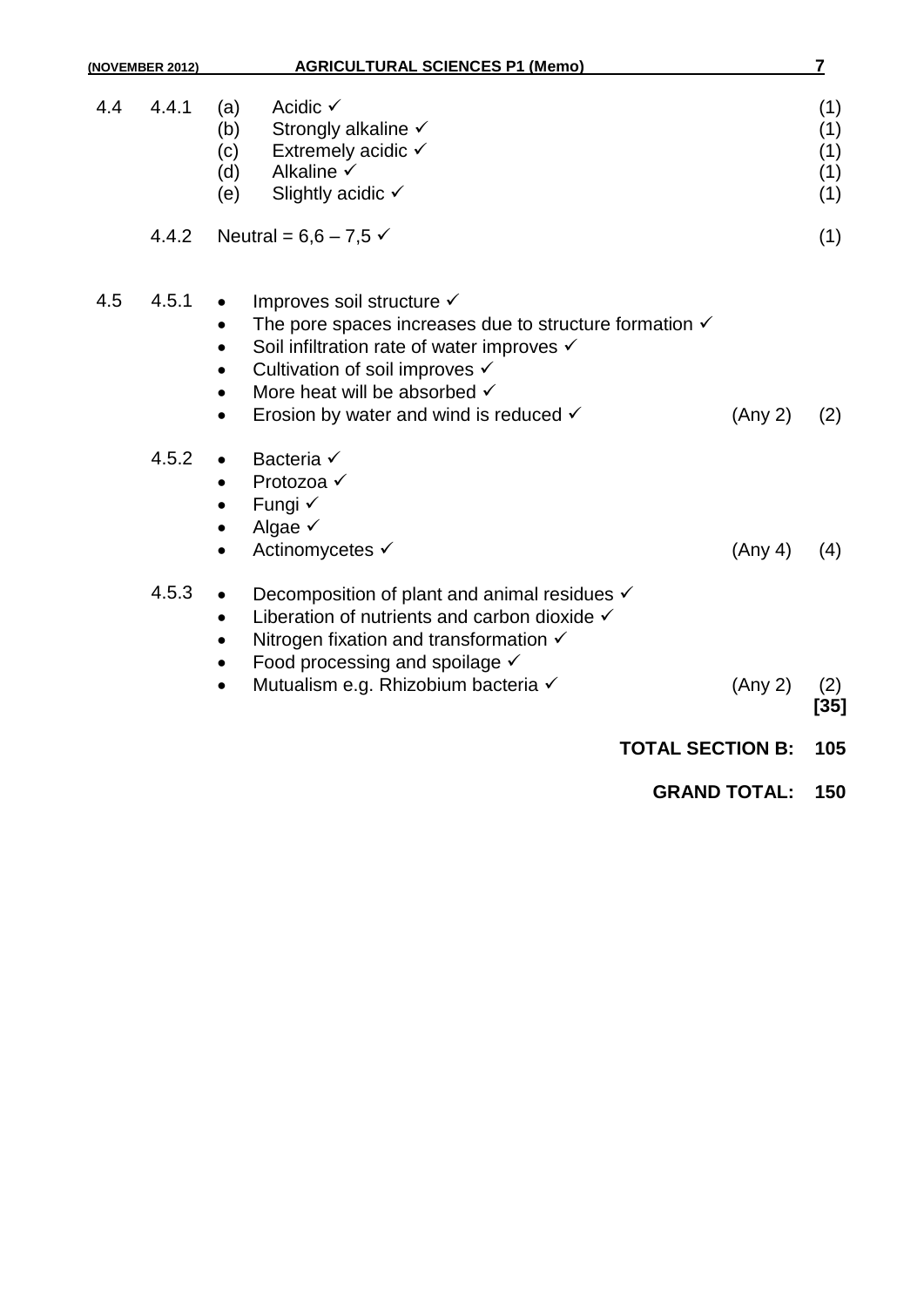4.4 4.4.1

(a) Acidic ✓ (1)
(b) Strongly alkaline ✓ (1)
(c) Extremely acidic ✓ (1)
(d) Alkaline ✓ (1)
(e) Slightly acidic ✓ (1)

4.4.2 Neutral = 6,6 – 7,5 ✓ (1)

4.5 4.5.1

- Improves soil structure ✓
- The pore spaces increases due to structure formation ✓
- Soil infiltration rate of water improves ✓
- Cultivation of soil improves ✓
- More heat will be absorbed ✓
- Erosion by water and wind is reduced ✓ (Any 2) (2)

4.5.2

- Bacteria ✓
- Protozoa ✓
- Fungi ✓
- Algae ✓
- Actinomycetes ✓ (Any 4) (4)

4.5.3

- Decomposition of plant and animal residues ✓
- Liberation of nutrients and carbon dioxide ✓
- Nitrogen fixation and transformation ✓
- Food processing and spoilage ✓
- Mutualism e.g. Rhizobium bacteria ✓ (Any 2) (2)

**[35]**

**TOTAL SECTION B: 105**

**GRAND TOTAL: 150**